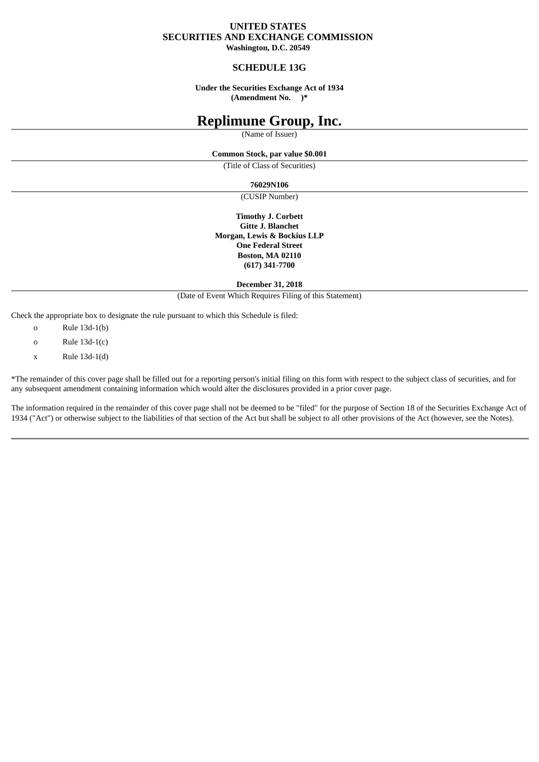**UNITED STATES**
**SECURITIES AND EXCHANGE COMMISSION**
**Washington, D.C. 20549**

**SCHEDULE 13G**

**Under the Securities Exchange Act of 1934**
**(Amendment No. )***

# Replimune Group, Inc.

(Name of Issuer)

**Common Stock, par value $0.001**

(Title of Class of Securities)

**76029N106**

(CUSIP Number)

**Timothy J. Corbett**
**Gitte J. Blanchet**
**Morgan, Lewis & Bockius LLP**
**One Federal Street**
**Boston, MA 02110**
**(617) 341-7700**

**December 31, 2018**

(Date of Event Which Requires Filing of this Statement)

Check the appropriate box to designate the rule pursuant to which this Schedule is filed:

o Rule 13d-1(b)

o Rule 13d-1(c)

x Rule 13d-1(d)

*The remainder of this cover page shall be filled out for a reporting person's initial filing on this form with respect to the subject class of securities, and for any subsequent amendment containing information which would alter the disclosures provided in a prior cover page.

The information required in the remainder of this cover page shall not be deemed to be "filed" for the purpose of Section 18 of the Securities Exchange Act of 1934 ("Act") or otherwise subject to the liabilities of that section of the Act but shall be subject to all other provisions of the Act (however, see the Notes).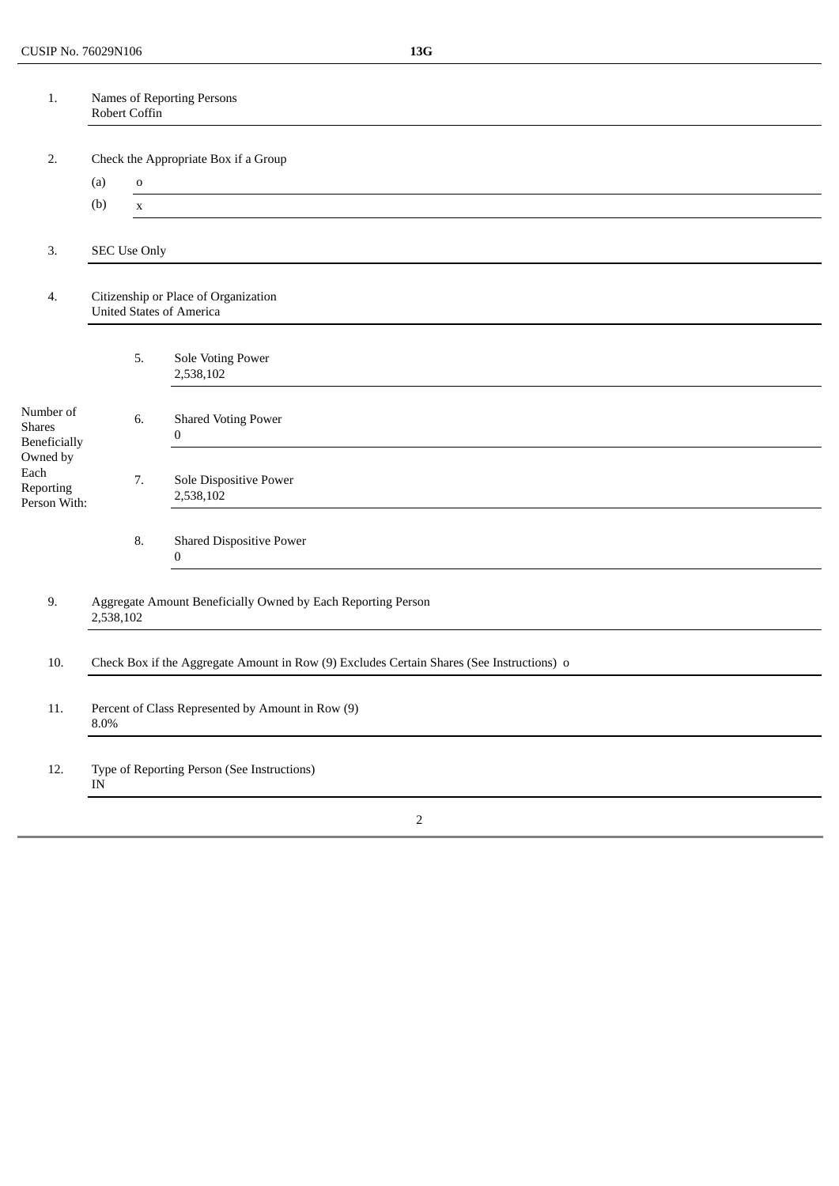CUSIP No. 76029N106 **13G**

| | | | |
|---|---|---|---|
| 1. | Names of Reporting Persons<br>Robert Coffin | | |
| 2. | Check the Appropriate Box if a Group<br>(a) o<br>(b) x | | |
| 3. | SEC Use Only | | |
| 4. | Citizenship or Place of Organization<br>United States of America | | |
| Number of Shares Beneficially Owned by Each Reporting Person With: | 5. | Sole Voting Power<br>2,538,102 | |
| | 6. | Shared Voting Power<br>0 | |
| | 7. | Sole Dispositive Power<br>2,538,102 | |
| | 8. | Shared Dispositive Power<br>0 | |
| 9. | Aggregate Amount Beneficially Owned by Each Reporting Person<br>2,538,102 | | |
| 10. | Check Box if the Aggregate Amount in Row (9) Excludes Certain Shares (See Instructions) o | | |
| 11. | Percent of Class Represented by Amount in Row (9)<br>8.0% | | |
| 12. | Type of Reporting Person (See Instructions)<br>IN | | |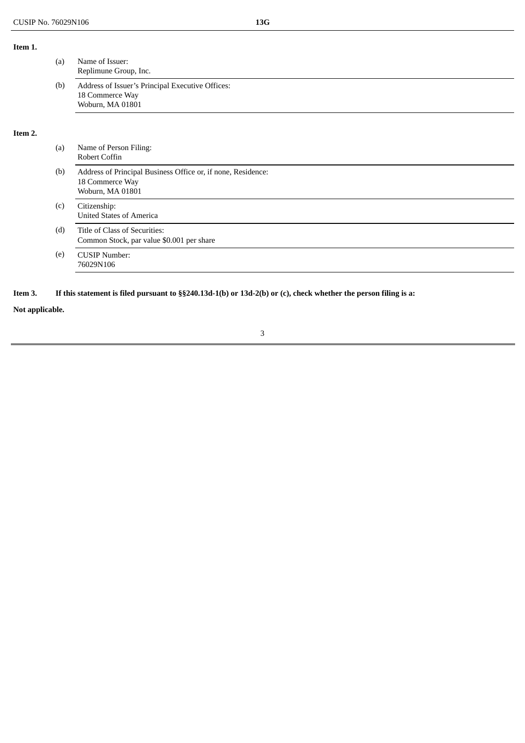**Item 1.**

(a) Name of Issuer:
Replimune Group, Inc.

(b) Address of Issuer's Principal Executive Offices:
18 Commerce Way
Woburn, MA 01801

**Item 2.**

(a) Name of Person Filing:
Robert Coffin

(b) Address of Principal Business Office or, if none, Residence:
18 Commerce Way
Woburn, MA 01801

(c) Citizenship:
United States of America

(d) Title of Class of Securities:
Common Stock, par value $0.001 per share

(e) CUSIP Number:
76029N106

**Item 3. If this statement is filed pursuant to §§240.13d-1(b) or 13d-2(b) or (c), check whether the person filing is a:**

**Not applicable.**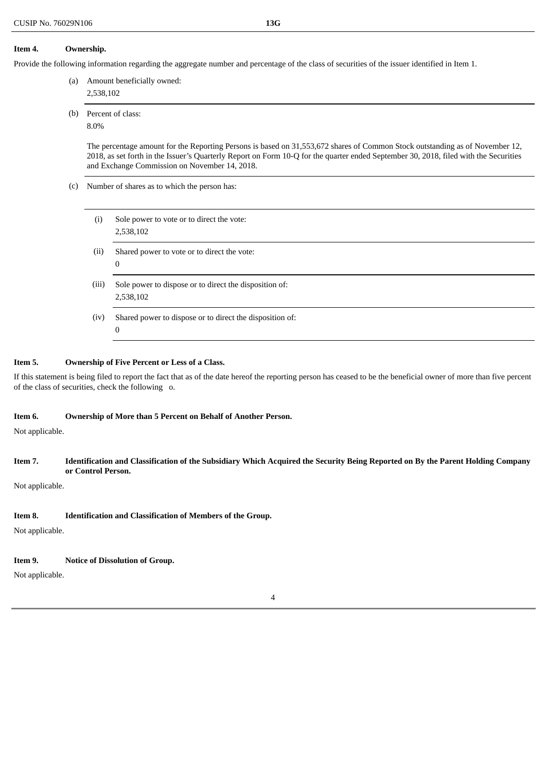**Item 4. Ownership.**

Provide the following information regarding the aggregate number and percentage of the class of securities of the issuer identified in Item 1.

(a) Amount beneficially owned:
2,538,102

(b) Percent of class:
8.0%

The percentage amount for the Reporting Persons is based on 31,553,672 shares of Common Stock outstanding as of November 12, 2018, as set forth in the Issuer's Quarterly Report on Form 10-Q for the quarter ended September 30, 2018, filed with the Securities and Exchange Commission on November 14, 2018.

(c) Number of shares as to which the person has:

(i) Sole power to vote or to direct the vote:
2,538,102

(ii) Shared power to vote or to direct the vote:
0

(iii) Sole power to dispose or to direct the disposition of:
2,538,102

(iv) Shared power to dispose or to direct the disposition of:
0

**Item 5. Ownership of Five Percent or Less of a Class.**

If this statement is being filed to report the fact that as of the date hereof the reporting person has ceased to be the beneficial owner of more than five percent of the class of securities, check the following o.

**Item 6. Ownership of More than 5 Percent on Behalf of Another Person.**

Not applicable.

**Item 7. Identification and Classification of the Subsidiary Which Acquired the Security Being Reported on By the Parent Holding Company or Control Person.**

Not applicable.

**Item 8. Identification and Classification of Members of the Group.**

Not applicable.

**Item 9. Notice of Dissolution of Group.**

Not applicable.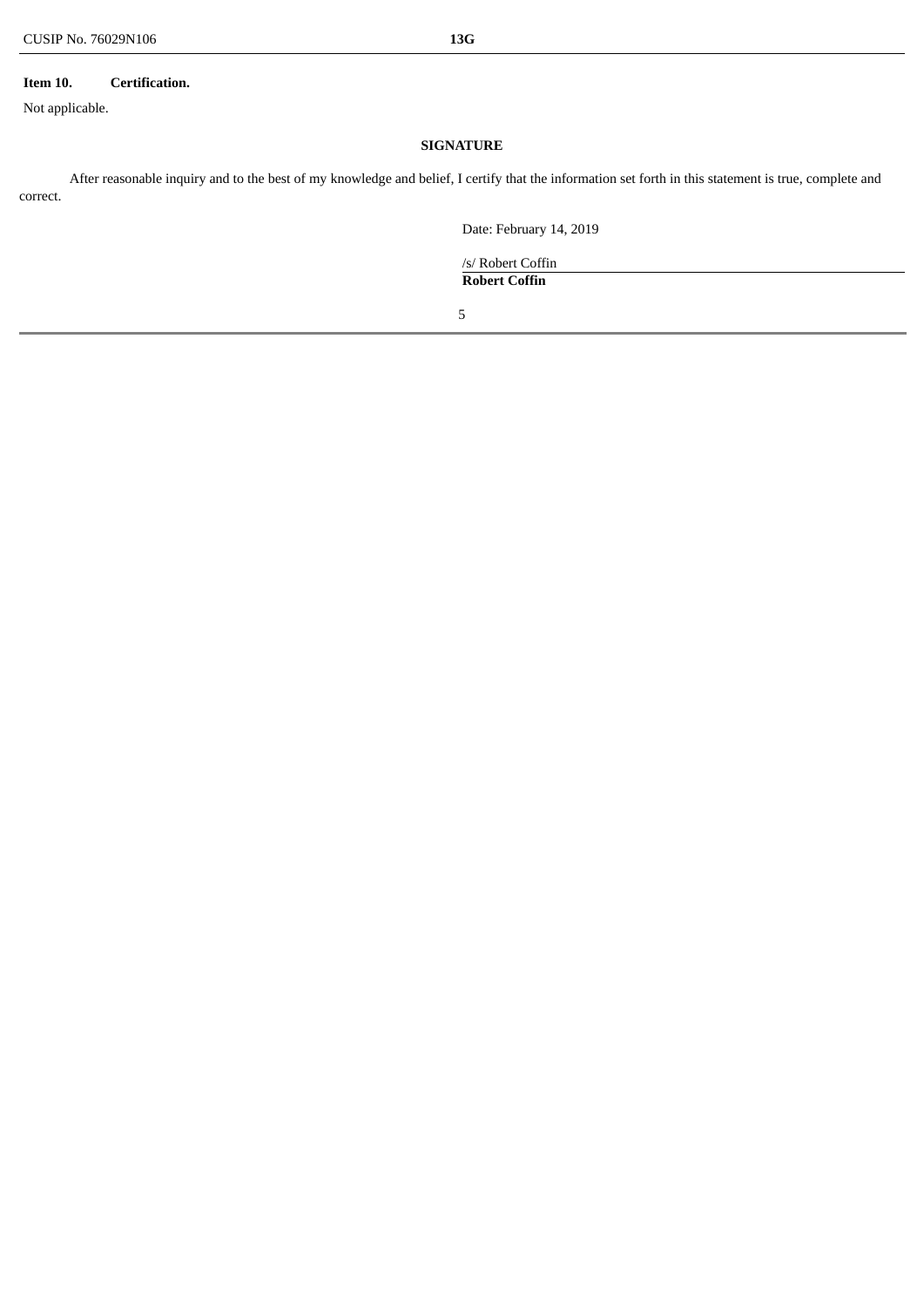**Item 10. Certification.**

Not applicable.

**SIGNATURE**

After reasonable inquiry and to the best of my knowledge and belief, I certify that the information set forth in this statement is true, complete and correct.

Date: February 14, 2019

/s/ Robert Coffin

**Robert Coffin**